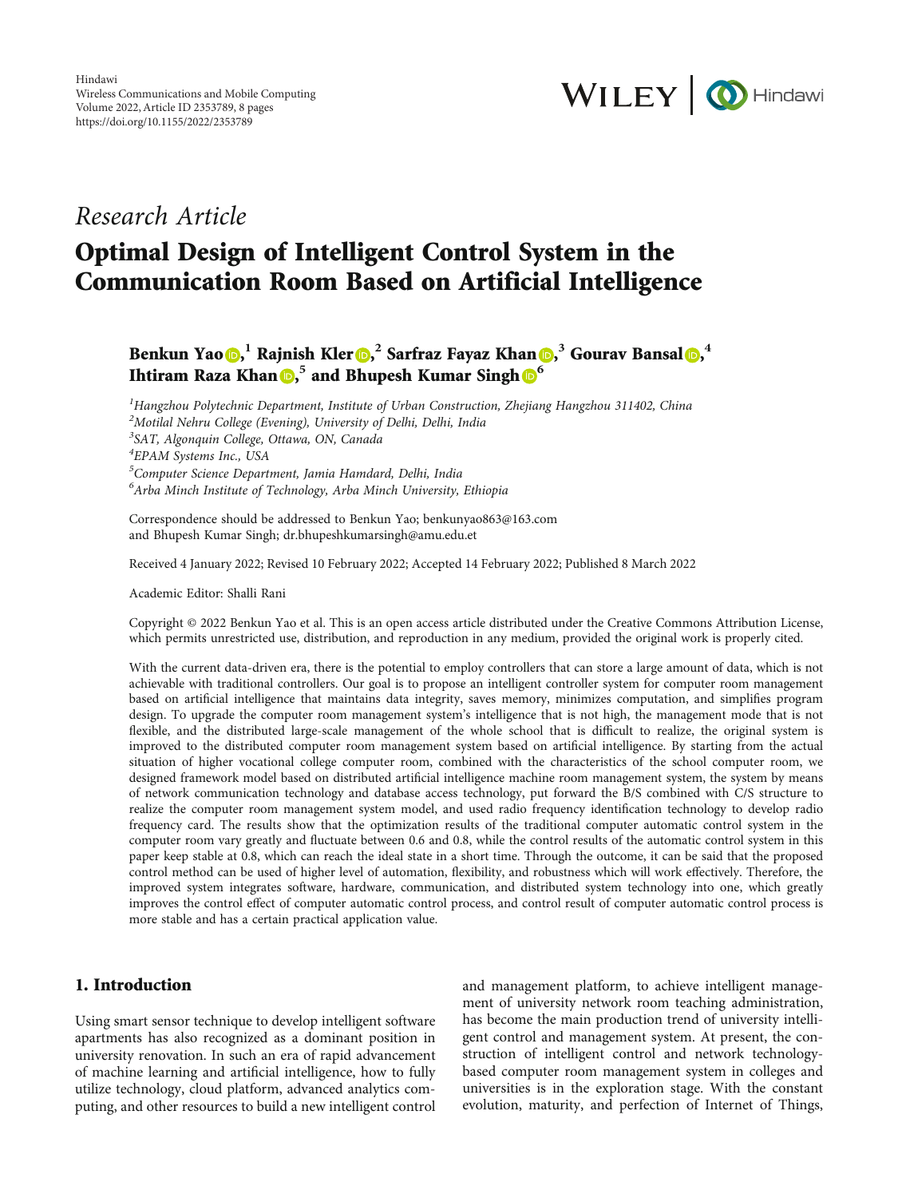*Research Article*

# Optimal Design of Intelligent Control System in the Communication Room Based on Artificial Intelligence

**Benkun Yao**,[1] **Rajnish Kler**,[2] **Sarfraz Fayaz Khan**,[3] **Gourav Bansal**,[4] **Ihtiram Raza Khan**,[5] **and Bhupesh Kumar Singh**[6]

[1]*Hangzhou Polytechnic Department, Institute of Urban Construction, Zhejiang Hangzhou 311402, China*
[2]*Motilal Nehru College (Evening), University of Delhi, Delhi, India*
[3]*SAT, Algonquin College, Ottawa, ON, Canada*
[4]*EPAM Systems Inc., USA*
[5]*Computer Science Department, Jamia Hamdard, Delhi, India*
[6]*Arba Minch Institute of Technology, Arba Minch University, Ethiopia*

Correspondence should be addressed to Benkun Yao; benkunyao863@163.com and Bhupesh Kumar Singh; dr.bhupeshkumarsingh@amu.edu.et

Received 4 January 2022; Revised 10 February 2022; Accepted 14 February 2022; Published 8 March 2022

Academic Editor: Shalli Rani

Copyright © 2022 Benkun Yao et al. This is an open access article distributed under the Creative Commons Attribution License, which permits unrestricted use, distribution, and reproduction in any medium, provided the original work is properly cited.

With the current data-driven era, there is the potential to employ controllers that can store a large amount of data, which is not achievable with traditional controllers. Our goal is to propose an intelligent controller system for computer room management based on artificial intelligence that maintains data integrity, saves memory, minimizes computation, and simplifies program design. To upgrade the computer room management system's intelligence that is not high, the management mode that is not flexible, and the distributed large-scale management of the whole school that is difficult to realize, the original system is improved to the distributed computer room management system based on artificial intelligence. By starting from the actual situation of higher vocational college computer room, combined with the characteristics of the school computer room, we designed framework model based on distributed artificial intelligence machine room management system, the system by means of network communication technology and database access technology, put forward the B/S combined with C/S structure to realize the computer room management system model, and used radio frequency identification technology to develop radio frequency card. The results show that the optimization results of the traditional computer automatic control system in the computer room vary greatly and fluctuate between 0.6 and 0.8, while the control results of the automatic control system in this paper keep stable at 0.8, which can reach the ideal state in a short time. Through the outcome, it can be said that the proposed control method can be used of higher level of automation, flexibility, and robustness which will work effectively. Therefore, the improved system integrates software, hardware, communication, and distributed system technology into one, which greatly improves the control effect of computer automatic control process, and control result of computer automatic control process is more stable and has a certain practical application value.

## 1. Introduction

Using smart sensor technique to develop intelligent software apartments has also recognized as a dominant position in university renovation. In such an era of rapid advancement of machine learning and artificial intelligence, how to fully utilize technology, cloud platform, advanced analytics computing, and other resources to build a new intelligent control and management platform, to achieve intelligent management of university network room teaching administration, has become the main production trend of university intelligent control and management system. At present, the construction of intelligent control and network technology-based computer room management system in colleges and universities is in the exploration stage. With the constant evolution, maturity, and perfection of Internet of Things,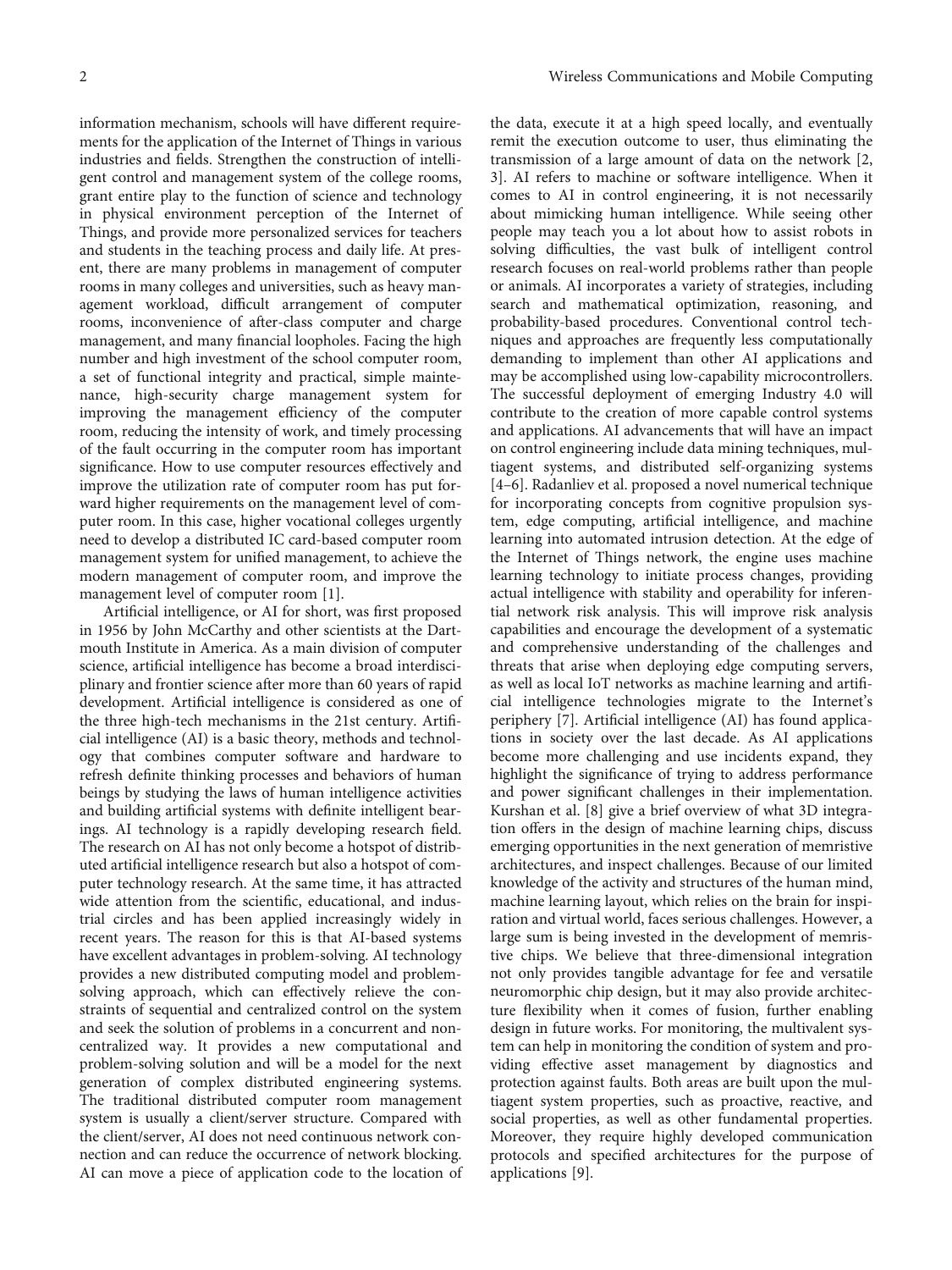information mechanism, schools will have different requirements for the application of the Internet of Things in various industries and fields. Strengthen the construction of intelligent control and management system of the college rooms, grant entire play to the function of science and technology in physical environment perception of the Internet of Things, and provide more personalized services for teachers and students in the teaching process and daily life. At present, there are many problems in management of computer rooms in many colleges and universities, such as heavy management workload, difficult arrangement of computer rooms, inconvenience of after-class computer and charge management, and many financial loopholes. Facing the high number and high investment of the school computer room, a set of functional integrity and practical, simple maintenance, high-security charge management system for improving the management efficiency of the computer room, reducing the intensity of work, and timely processing of the fault occurring in the computer room has important significance. How to use computer resources effectively and improve the utilization rate of computer room has put forward higher requirements on the management level of computer room. In this case, higher vocational colleges urgently need to develop a distributed IC card-based computer room management system for unified management, to achieve the modern management of computer room, and improve the management level of computer room [1].

Artificial intelligence, or AI for short, was first proposed in 1956 by John McCarthy and other scientists at the Dartmouth Institute in America. As a main division of computer science, artificial intelligence has become a broad interdisciplinary and frontier science after more than 60 years of rapid development. Artificial intelligence is considered as one of the three high-tech mechanisms in the 21st century. Artificial intelligence (AI) is a basic theory, methods and technology that combines computer software and hardware to refresh definite thinking processes and behaviors of human beings by studying the laws of human intelligence activities and building artificial systems with definite intelligent bearings. AI technology is a rapidly developing research field. The research on AI has not only become a hotspot of distributed artificial intelligence research but also a hotspot of computer technology research. At the same time, it has attracted wide attention from the scientific, educational, and industrial circles and has been applied increasingly widely in recent years. The reason for this is that AI-based systems have excellent advantages in problem-solving. AI technology provides a new distributed computing model and problem-solving approach, which can effectively relieve the constraints of sequential and centralized control on the system and seek the solution of problems in a concurrent and noncentralized way. It provides a new computational and problem-solving solution and will be a model for the next generation of complex distributed engineering systems. The traditional distributed computer room management system is usually a client/server structure. Compared with the client/server, AI does not need continuous network connection and can reduce the occurrence of network blocking. AI can move a piece of application code to the location of the data, execute it at a high speed locally, and eventually remit the execution outcome to user, thus eliminating the transmission of a large amount of data on the network [2, 3]. AI refers to machine or software intelligence. When it comes to AI in control engineering, it is not necessarily about mimicking human intelligence. While seeing other people may teach you a lot about how to assist robots in solving difficulties, the vast bulk of intelligent control research focuses on real-world problems rather than people or animals. AI incorporates a variety of strategies, including search and mathematical optimization, reasoning, and probability-based procedures. Conventional control techniques and approaches are frequently less computationally demanding to implement than other AI applications and may be accomplished using low-capability microcontrollers. The successful deployment of emerging Industry 4.0 will contribute to the creation of more capable control systems and applications. AI advancements that will have an impact on control engineering include data mining techniques, multiagent systems, and distributed self-organizing systems [4–6]. Radanliev et al. proposed a novel numerical technique for incorporating concepts from cognitive propulsion system, edge computing, artificial intelligence, and machine learning into automated intrusion detection. At the edge of the Internet of Things network, the engine uses machine learning technology to initiate process changes, providing actual intelligence with stability and operability for inferential network risk analysis. This will improve risk analysis capabilities and encourage the development of a systematic and comprehensive understanding of the challenges and threats that arise when deploying edge computing servers, as well as local IoT networks as machine learning and artificial intelligence technologies migrate to the Internet's periphery [7]. Artificial intelligence (AI) has found applications in society over the last decade. As AI applications become more challenging and use incidents expand, they highlight the significance of trying to address performance and power significant challenges in their implementation. Kurshan et al. [8] give a brief overview of what 3D integration offers in the design of machine learning chips, discuss emerging opportunities in the next generation of memristive architectures, and inspect challenges. Because of our limited knowledge of the activity and structures of the human mind, machine learning layout, which relies on the brain for inspiration and virtual world, faces serious challenges. However, a large sum is being invested in the development of memristive chips. We believe that three-dimensional integration not only provides tangible advantage for fee and versatile neuromorphic chip design, but it may also provide architecture flexibility when it comes of fusion, further enabling design in future works. For monitoring, the multivalent system can help in monitoring the condition of system and providing effective asset management by diagnostics and protection against faults. Both areas are built upon the multiagent system properties, such as proactive, reactive, and social properties, as well as other fundamental properties. Moreover, they require highly developed communication protocols and specified architectures for the purpose of applications [9].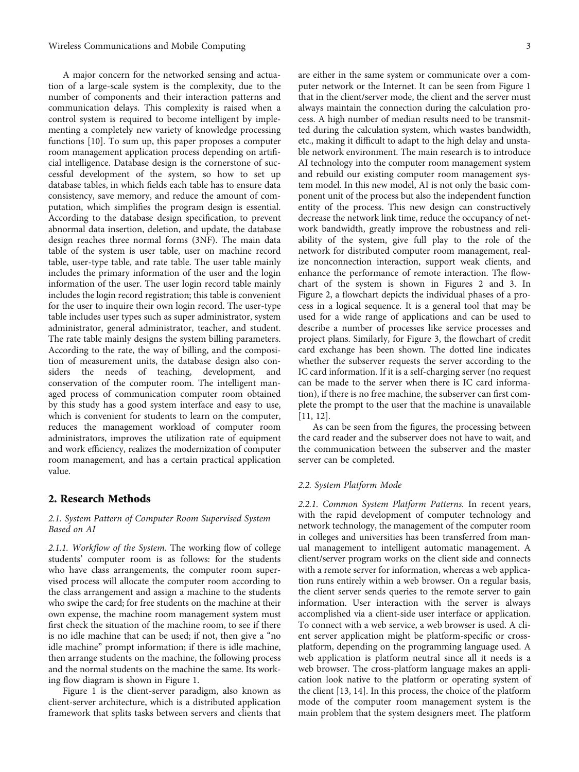A major concern for the networked sensing and actuation of a large-scale system is the complexity, due to the number of components and their interaction patterns and communication delays. This complexity is raised when a control system is required to become intelligent by implementing a completely new variety of knowledge processing functions [10]. To sum up, this paper proposes a computer room management application process depending on artificial intelligence. Database design is the cornerstone of successful development of the system, so how to set up database tables, in which fields each table has to ensure data consistency, save memory, and reduce the amount of computation, which simplifies the program design is essential. According to the database design specification, to prevent abnormal data insertion, deletion, and update, the database design reaches three normal forms (3NF). The main data table of the system is user table, user on machine record table, user-type table, and rate table. The user table mainly includes the primary information of the user and the login information of the user. The user login record table mainly includes the login record registration; this table is convenient for the user to inquire their own login record. The user-type table includes user types such as super administrator, system administrator, general administrator, teacher, and student. The rate table mainly designs the system billing parameters. According to the rate, the way of billing, and the composition of measurement units, the database design also considers the needs of teaching, development, and conservation of the computer room. The intelligent managed process of communication computer room obtained by this study has a good system interface and easy to use, which is convenient for students to learn on the computer, reduces the management workload of computer room administrators, improves the utilization rate of equipment and work efficiency, realizes the modernization of computer room management, and has a certain practical application value.

## 2. Research Methods

### 2.1. System Pattern of Computer Room Supervised System Based on AI

*2.1.1. Workflow of the System.* The working flow of college students' computer room is as follows: for the students who have class arrangements, the computer room supervised process will allocate the computer room according to the class arrangement and assign a machine to the students who swipe the card; for free students on the machine at their own expense, the machine room management system must first check the situation of the machine room, to see if there is no idle machine that can be used; if not, then give a "no idle machine" prompt information; if there is idle machine, then arrange students on the machine, the following process and the normal students on the machine the same. Its working flow diagram is shown in Figure 1.

Figure 1 is the client-server paradigm, also known as client-server architecture, which is a distributed application framework that splits tasks between servers and clients that are either in the same system or communicate over a computer network or the Internet. It can be seen from Figure 1 that in the client/server mode, the client and the server must always maintain the connection during the calculation process. A high number of median results need to be transmitted during the calculation system, which wastes bandwidth, etc., making it difficult to adapt to the high delay and unstable network environment. The main research is to introduce AI technology into the computer room management system and rebuild our existing computer room management system model. In this new model, AI is not only the basic component unit of the process but also the independent function entity of the process. This new design can constructively decrease the network link time, reduce the occupancy of network bandwidth, greatly improve the robustness and reliability of the system, give full play to the role of the network for distributed computer room management, realize nonconnection interaction, support weak clients, and enhance the performance of remote interaction. The flowchart of the system is shown in Figures 2 and 3. In Figure 2, a flowchart depicts the individual phases of a process in a logical sequence. It is a general tool that may be used for a wide range of applications and can be used to describe a number of processes like service processes and project plans. Similarly, for Figure 3, the flowchart of credit card exchange has been shown. The dotted line indicates whether the subserver requests the server according to the IC card information. If it is a self-charging server (no request can be made to the server when there is IC card information), if there is no free machine, the subserver can first complete the prompt to the user that the machine is unavailable [11, 12].

As can be seen from the figures, the processing between the card reader and the subserver does not have to wait, and the communication between the subserver and the master server can be completed.

### 2.2. System Platform Mode

*2.2.1. Common System Platform Patterns.* In recent years, with the rapid development of computer technology and network technology, the management of the computer room in colleges and universities has been transferred from manual management to intelligent automatic management. A client/server program works on the client side and connects with a remote server for information, whereas a web application runs entirely within a web browser. On a regular basis, the client server sends queries to the remote server to gain information. User interaction with the server is always accomplished via a client-side user interface or application. To connect with a web service, a web browser is used. A client server application might be platform-specific or cross-platform, depending on the programming language used. A web application is platform neutral since all it needs is a web browser. The cross-platform language makes an application look native to the platform or operating system of the client [13, 14]. In this process, the choice of the platform mode of the computer room management system is the main problem that the system designers meet. The platform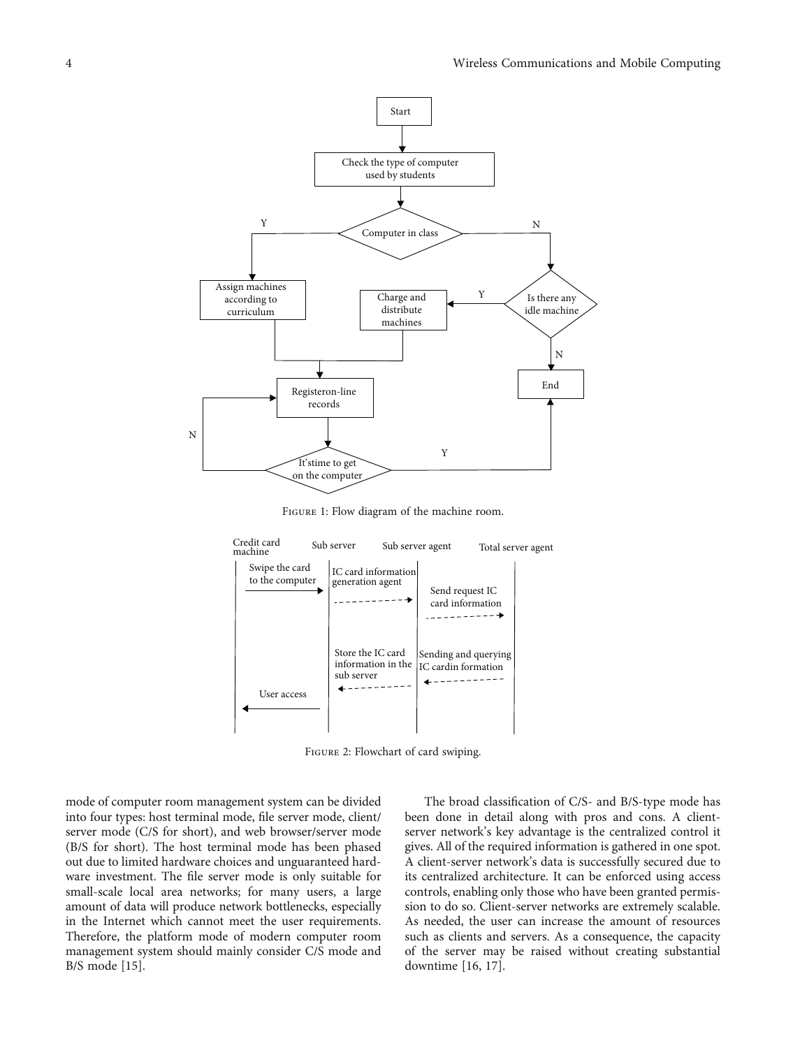Start

Check the type of computer used by students

Computer in class

Y

N

Assign machines according to curriculum

Charge and distribute machines

Y

Is there any idle machine

N

End

Registeron-line records

N

It'stime to get on the computer

Y

Figure 1: Flow diagram of the machine room.

Credit card machine

Sub server

Sub server agent

Total server agent

Swipe the card to the computer

IC card information generation agent

Send request IC card information

Store the IC card information in the sub server

Sending and querying IC cardin formation

User access

Figure 2: Flowchart of card swiping.

mode of computer room management system can be divided into four types: host terminal mode, file server mode, client/server mode (C/S for short), and web browser/server mode (B/S for short). The host terminal mode has been phased out due to limited hardware choices and unguaranteed hardware investment. The file server mode is only suitable for small-scale local area networks; for many users, a large amount of data will produce network bottlenecks, especially in the Internet which cannot meet the user requirements. Therefore, the platform mode of modern computer room management system should mainly consider C/S mode and B/S mode [15].

The broad classification of C/S- and B/S-type mode has been done in detail along with pros and cons. A client-server network's key advantage is the centralized control it gives. All of the required information is gathered in one spot. A client-server network's data is successfully secured due to its centralized architecture. It can be enforced using access controls, enabling only those who have been granted permission to do so. Client-server networks are extremely scalable. As needed, the user can increase the amount of resources such as clients and servers. As a consequence, the capacity of the server may be raised without creating substantial downtime [16, 17].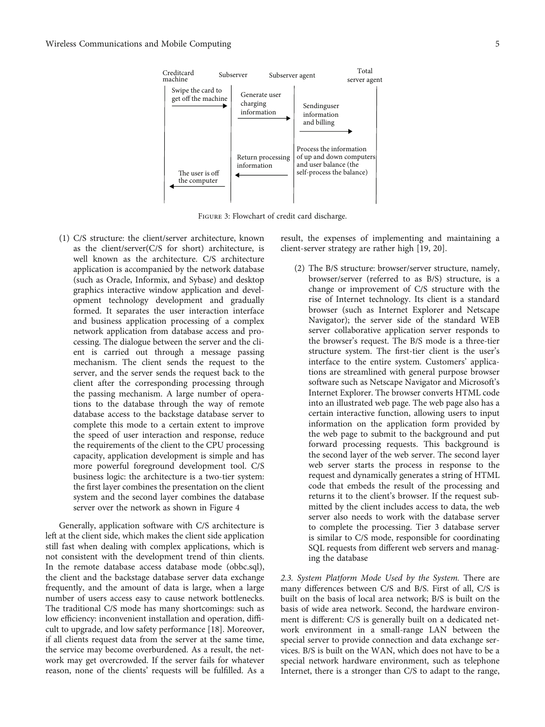Figure 3: Flowchart of credit card discharge.

(1) C/S structure: the client/server architecture, known as the client/server(C/S for short) architecture, is well known as the architecture. C/S architecture application is accompanied by the network database (such as Oracle, Informix, and Sybase) and desktop graphics interactive window application and development technology development and gradually formed. It separates the user interaction interface and business application processing of a complex network application from database access and processing. The dialogue between the server and the client is carried out through a message passing mechanism. The client sends the request to the server, and the server sends the request back to the client after the corresponding processing through the passing mechanism. A large number of operations to the database through the way of remote database access to the backstage database server to complete this mode to a certain extent to improve the speed of user interaction and response, reduce the requirements of the client to the CPU processing capacity, application development is simple and has more powerful foreground development tool. C/S business logic: the architecture is a two-tier system: the first layer combines the presentation on the client system and the second layer combines the database server over the network as shown in Figure 4

Generally, application software with C/S architecture is left at the client side, which makes the client side application still fast when dealing with complex applications, which is not consistent with the development trend of thin clients. In the remote database access database mode (obbc.sql), the client and the backstage database server data exchange frequently, and the amount of data is large, when a large number of users access easy to cause network bottlenecks. The traditional C/S mode has many shortcomings: such as low efficiency: inconvenient installation and operation, difficult to upgrade, and low safety performance [18]. Moreover, if all clients request data from the server at the same time, the service may become overburdened. As a result, the network may get overcrowded. If the server fails for whatever reason, none of the clients' requests will be fulfilled. As a result, the expenses of implementing and maintaining a client-server strategy are rather high [19, 20].

(2) The B/S structure: browser/server structure, namely, browser/server (referred to as B/S) structure, is a change or improvement of C/S structure with the rise of Internet technology. Its client is a standard browser (such as Internet Explorer and Netscape Navigator); the server side of the standard WEB server collaborative application server responds to the browser's request. The B/S mode is a three-tier structure system. The first-tier client is the user's interface to the entire system. Customers' applications are streamlined with general purpose browser software such as Netscape Navigator and Microsoft's Internet Explorer. The browser converts HTML code into an illustrated web page. The web page also has a certain interactive function, allowing users to input information on the application form provided by the web page to submit to the background and put forward processing requests. This background is the second layer of the web server. The second layer web server starts the process in response to the request and dynamically generates a string of HTML code that embeds the result of the processing and returns it to the client's browser. If the request submitted by the client includes access to data, the web server also needs to work with the database server to complete the processing. Tier 3 database server is similar to C/S mode, responsible for coordinating SQL requests from different web servers and managing the database

*2.3. System Platform Mode Used by the System.* There are many differences between C/S and B/S. First of all, C/S is built on the basis of local area network; B/S is built on the basis of wide area network. Second, the hardware environment is different: C/S is generally built on a dedicated network environment in a small-range LAN between the special server to provide connection and data exchange services. B/S is built on the WAN, which does not have to be a special network hardware environment, such as telephone Internet, there is a stronger than C/S to adapt to the range,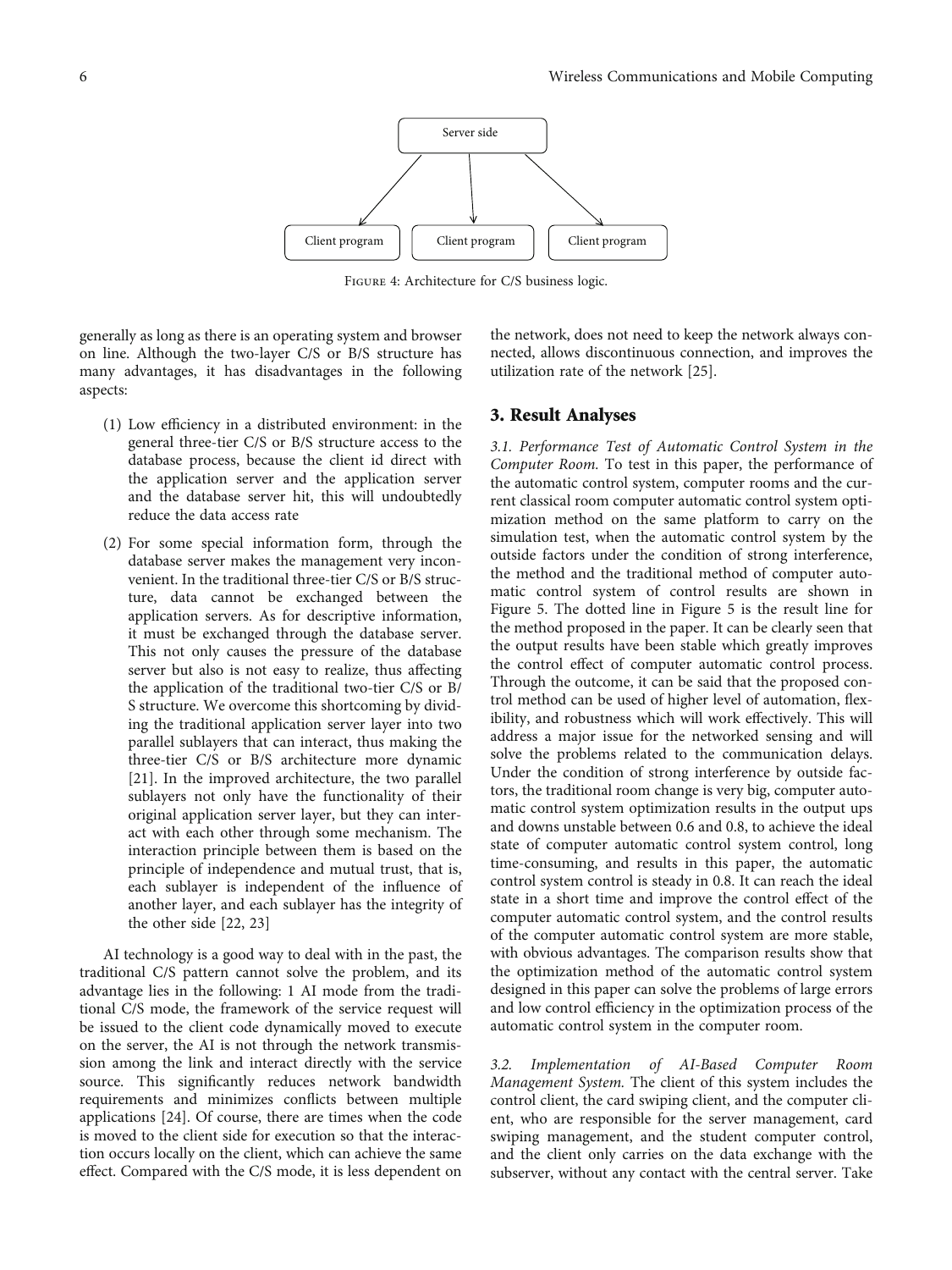Server side

Client program

Client program

Client program

Figure 4: Architecture for C/S business logic.

generally as long as there is an operating system and browser on line. Although the two-layer C/S or B/S structure has many advantages, it has disadvantages in the following aspects:

(1) Low efficiency in a distributed environment: in the general three-tier C/S or B/S structure access to the database process, because the client id direct with the application server and the application server and the database server hit, this will undoubtedly reduce the data access rate

(2) For some special information form, through the database server makes the management very inconvenient. In the traditional three-tier C/S or B/S structure, data cannot be exchanged between the application servers. As for descriptive information, it must be exchanged through the database server. This not only causes the pressure of the database server but also is not easy to realize, thus affecting the application of the traditional two-tier C/S or B/S structure. We overcome this shortcoming by dividing the traditional application server layer into two parallel sublayers that can interact, thus making the three-tier C/S or B/S architecture more dynamic [21]. In the improved architecture, the two parallel sublayers not only have the functionality of their original application server layer, but they can interact with each other through some mechanism. The interaction principle between them is based on the principle of independence and mutual trust, that is, each sublayer is independent of the influence of another layer, and each sublayer has the integrity of the other side [22, 23]

AI technology is a good way to deal with in the past, the traditional C/S pattern cannot solve the problem, and its advantage lies in the following: 1 AI mode from the traditional C/S mode, the framework of the service request will be issued to the client code dynamically moved to execute on the server, the AI is not through the network transmission among the link and interact directly with the service source. This significantly reduces network bandwidth requirements and minimizes conflicts between multiple applications [24]. Of course, there are times when the code is moved to the client side for execution so that the interaction occurs locally on the client, which can achieve the same effect. Compared with the C/S mode, it is less dependent on the network, does not need to keep the network always connected, allows discontinuous connection, and improves the utilization rate of the network [25].

## 3. Result Analyses

*3.1. Performance Test of Automatic Control System in the Computer Room.* To test in this paper, the performance of the automatic control system, computer rooms and the current classical room computer automatic control system optimization method on the same platform to carry on the simulation test, when the automatic control system by the outside factors under the condition of strong interference, the method and the traditional method of computer automatic control system of control results are shown in Figure 5. The dotted line in Figure 5 is the result line for the method proposed in the paper. It can be clearly seen that the output results have been stable which greatly improves the control effect of computer automatic control process. Through the outcome, it can be said that the proposed control method can be used of higher level of automation, flexibility, and robustness which will work effectively. This will address a major issue for the networked sensing and will solve the problems related to the communication delays. Under the condition of strong interference by outside factors, the traditional room change is very big, computer automatic control system optimization results in the output ups and downs unstable between 0.6 and 0.8, to achieve the ideal state of computer automatic control system control, long time-consuming, and results in this paper, the automatic control system control is steady in 0.8. It can reach the ideal state in a short time and improve the control effect of the computer automatic control system, and the control results of the computer automatic control system are more stable, with obvious advantages. The comparison results show that the optimization method of the automatic control system designed in this paper can solve the problems of large errors and low control efficiency in the optimization process of the automatic control system in the computer room.

*3.2. Implementation of AI-Based Computer Room Management System.* The client of this system includes the control client, the card swiping client, and the computer client, who are responsible for the server management, card swiping management, and the student computer control, and the client only carries on the data exchange with the subserver, without any contact with the central server. Take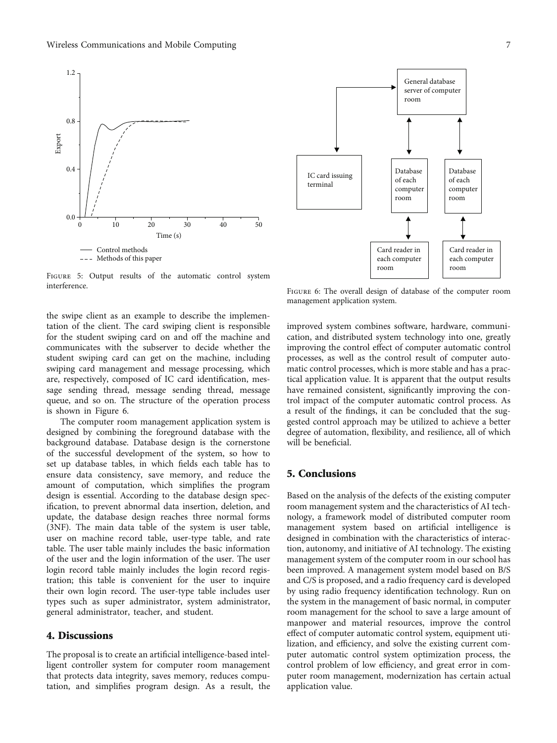1.2

0.8

0.4

0.0

Export

0 10 20 30 40 50

Time (s)

Control methods

Methods of this paper

Figure 5: Output results of the automatic control system interference.

General database server of computer room

IC card issuing terminal

Database of each computer room

Database of each computer room

Card reader in each computer room

Card reader in each computer room

Figure 6: The overall design of database of the computer room management application system.

the swipe client as an example to describe the implementation of the client. The card swiping client is responsible for the student swiping card on and off the machine and communicates with the subserver to decide whether the student swiping card can get on the machine, including swiping card management and message processing, which are, respectively, composed of IC card identification, message sending thread, message sending thread, message queue, and so on. The structure of the operation process is shown in Figure 6.

The computer room management application system is designed by combining the foreground database with the background database. Database design is the cornerstone of the successful development of the system, so how to set up database tables, in which fields each table has to ensure data consistency, save memory, and reduce the amount of computation, which simplifies the program design is essential. According to the database design specification, to prevent abnormal data insertion, deletion, and update, the database design reaches three normal forms (3NF). The main data table of the system is user table, user on machine record table, user-type table, and rate table. The user table mainly includes the basic information of the user and the login information of the user. The user login record table mainly includes the login record registration; this table is convenient for the user to inquire their own login record. The user-type table includes user types such as super administrator, system administrator, general administrator, teacher, and student.

## 4. Discussions

The proposal is to create an artificial intelligence-based intelligent controller system for computer room management that protects data integrity, saves memory, reduces computation, and simplifies program design. As a result, the improved system combines software, hardware, communication, and distributed system technology into one, greatly improving the control effect of computer automatic control processes, as well as the control result of computer automatic control processes, which is more stable and has a practical application value. It is apparent that the output results have remained consistent, significantly improving the control impact of the computer automatic control process. As a result of the findings, it can be concluded that the suggested control approach may be utilized to achieve a better degree of automation, flexibility, and resilience, all of which will be beneficial.

## 5. Conclusions

Based on the analysis of the defects of the existing computer room management system and the characteristics of AI technology, a framework model of distributed computer room management system based on artificial intelligence is designed in combination with the characteristics of interaction, autonomy, and initiative of AI technology. The existing management system of the computer room in our school has been improved. A management system model based on B/S and C/S is proposed, and a radio frequency card is developed by using radio frequency identification technology. Run on the system in the management of basic normal, in computer room management for the school to save a large amount of manpower and material resources, improve the control effect of computer automatic control system, equipment utilization, and efficiency, and solve the existing current computer automatic control system optimization process, the control problem of low efficiency, and great error in computer room management, modernization has certain actual application value.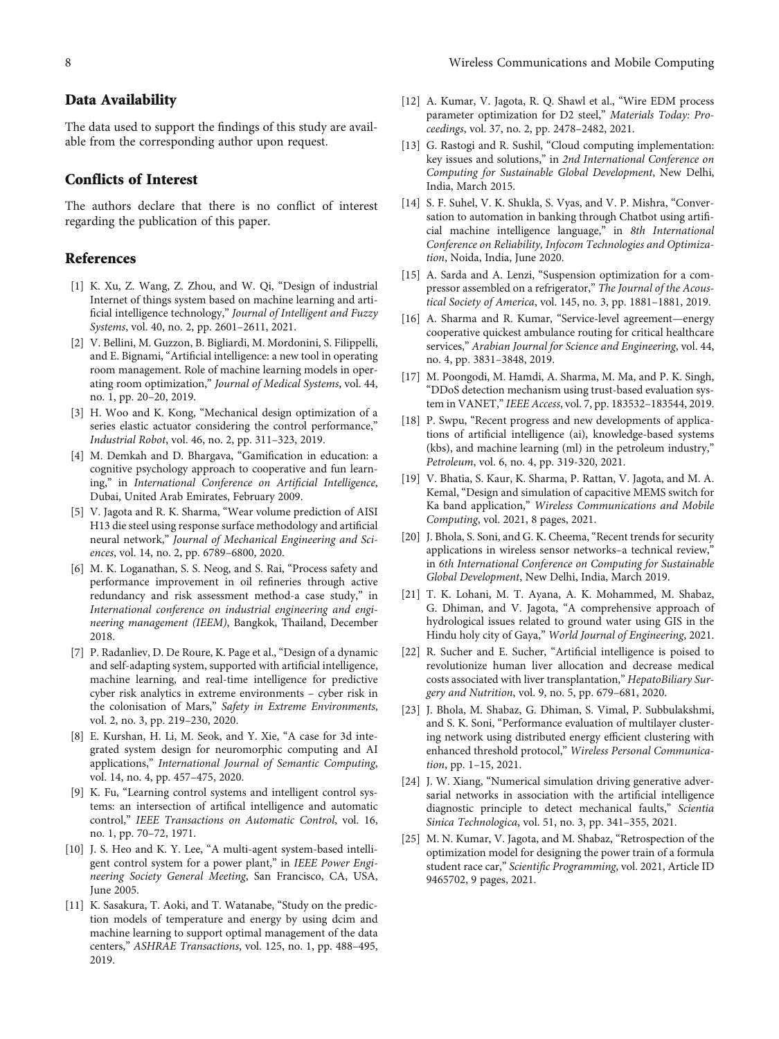## Data Availability

The data used to support the findings of this study are available from the corresponding author upon request.

## Conflicts of Interest

The authors declare that there is no conflict of interest regarding the publication of this paper.

## References

[1] K. Xu, Z. Wang, Z. Zhou, and W. Qi, "Design of industrial Internet of things system based on machine learning and artificial intelligence technology," *Journal of Intelligent and Fuzzy Systems*, vol. 40, no. 2, pp. 2601–2611, 2021.

[2] V. Bellini, M. Guzzon, B. Bigliardi, M. Mordonini, S. Filippelli, and E. Bignami, "Artificial intelligence: a new tool in operating room management. Role of machine learning models in operating room optimization," *Journal of Medical Systems*, vol. 44, no. 1, pp. 20–20, 2019.

[3] H. Woo and K. Kong, "Mechanical design optimization of a series elastic actuator considering the control performance," *Industrial Robot*, vol. 46, no. 2, pp. 311–323, 2019.

[4] M. Demkah and D. Bhargava, "Gamification in education: a cognitive psychology approach to cooperative and fun learning," in *International Conference on Artificial Intelligence*, Dubai, United Arab Emirates, February 2009.

[5] V. Jagota and R. K. Sharma, "Wear volume prediction of AISI H13 die steel using response surface methodology and artificial neural network," *Journal of Mechanical Engineering and Sciences*, vol. 14, no. 2, pp. 6789–6800, 2020.

[6] M. K. Loganathan, S. S. Neog, and S. Rai, "Process safety and performance improvement in oil refineries through active redundancy and risk assessment method-a case study," in *International conference on industrial engineering and engineering management (IEEM)*, Bangkok, Thailand, December 2018.

[7] P. Radanliev, D. De Roure, K. Page et al., "Design of a dynamic and self-adapting system, supported with artificial intelligence, machine learning, and real-time intelligence for predictive cyber risk analytics in extreme environments – cyber risk in the colonisation of Mars," *Safety in Extreme Environments*, vol. 2, no. 3, pp. 219–230, 2020.

[8] E. Kurshan, H. Li, M. Seok, and Y. Xie, "A case for 3d integrated system design for neuromorphic computing and AI applications," *International Journal of Semantic Computing*, vol. 14, no. 4, pp. 457–475, 2020.

[9] K. Fu, "Learning control systems and intelligent control systems: an intersection of artifical intelligence and automatic control," *IEEE Transactions on Automatic Control*, vol. 16, no. 1, pp. 70–72, 1971.

[10] J. S. Heo and K. Y. Lee, "A multi-agent system-based intelligent control system for a power plant," in *IEEE Power Engineering Society General Meeting*, San Francisco, CA, USA, June 2005.

[11] K. Sasakura, T. Aoki, and T. Watanabe, "Study on the prediction models of temperature and energy by using dcim and machine learning to support optimal management of the data centers," *ASHRAE Transactions*, vol. 125, no. 1, pp. 488–495, 2019.

[12] A. Kumar, V. Jagota, R. Q. Shawl et al., "Wire EDM process parameter optimization for D2 steel," *Materials Today: Proceedings*, vol. 37, no. 2, pp. 2478–2482, 2021.

[13] G. Rastogi and R. Sushil, "Cloud computing implementation: key issues and solutions," in *2nd International Conference on Computing for Sustainable Global Development*, New Delhi, India, March 2015.

[14] S. F. Suhel, V. K. Shukla, S. Vyas, and V. P. Mishra, "Conversation to automation in banking through Chatbot using artificial machine intelligence language," in *8th International Conference on Reliability, Infocom Technologies and Optimization*, Noida, India, June 2020.

[15] A. Sarda and A. Lenzi, "Suspension optimization for a compressor assembled on a refrigerator," *The Journal of the Acoustical Society of America*, vol. 145, no. 3, pp. 1881–1881, 2019.

[16] A. Sharma and R. Kumar, "Service-level agreement—energy cooperative quickest ambulance routing for critical healthcare services," *Arabian Journal for Science and Engineering*, vol. 44, no. 4, pp. 3831–3848, 2019.

[17] M. Poongodi, M. Hamdi, A. Sharma, M. Ma, and P. K. Singh, "DDoS detection mechanism using trust-based evaluation system in VANET," *IEEE Access*, vol. 7, pp. 183532–183544, 2019.

[18] P. Swpu, "Recent progress and new developments of applications of artificial intelligence (ai), knowledge-based systems (kbs), and machine learning (ml) in the petroleum industry," *Petroleum*, vol. 6, no. 4, pp. 319-320, 2021.

[19] V. Bhatia, S. Kaur, K. Sharma, P. Rattan, V. Jagota, and M. A. Kemal, "Design and simulation of capacitive MEMS switch for Ka band application," *Wireless Communications and Mobile Computing*, vol. 2021, 8 pages, 2021.

[20] J. Bhola, S. Soni, and G. K. Cheema, "Recent trends for security applications in wireless sensor networks–a technical review," in *6th International Conference on Computing for Sustainable Global Development*, New Delhi, India, March 2019.

[21] T. K. Lohani, M. T. Ayana, A. K. Mohammed, M. Shabaz, G. Dhiman, and V. Jagota, "A comprehensive approach of hydrological issues related to ground water using GIS in the Hindu holy city of Gaya," *World Journal of Engineering*, 2021.

[22] R. Sucher and E. Sucher, "Artificial intelligence is poised to revolutionize human liver allocation and decrease medical costs associated with liver transplantation," *HepatoBiliary Surgery and Nutrition*, vol. 9, no. 5, pp. 679–681, 2020.

[23] J. Bhola, M. Shabaz, G. Dhiman, S. Vimal, P. Subbulakshmi, and S. K. Soni, "Performance evaluation of multilayer clustering network using distributed energy efficient clustering with enhanced threshold protocol," *Wireless Personal Communication*, pp. 1–15, 2021.

[24] J. W. Xiang, "Numerical simulation driving generative adversarial networks in association with the artificial intelligence diagnostic principle to detect mechanical faults," *Scientia Sinica Technologica*, vol. 51, no. 3, pp. 341–355, 2021.

[25] M. N. Kumar, V. Jagota, and M. Shabaz, "Retrospection of the optimization model for designing the power train of a formula student race car," *Scientific Programming*, vol. 2021, Article ID 9465702, 9 pages, 2021.